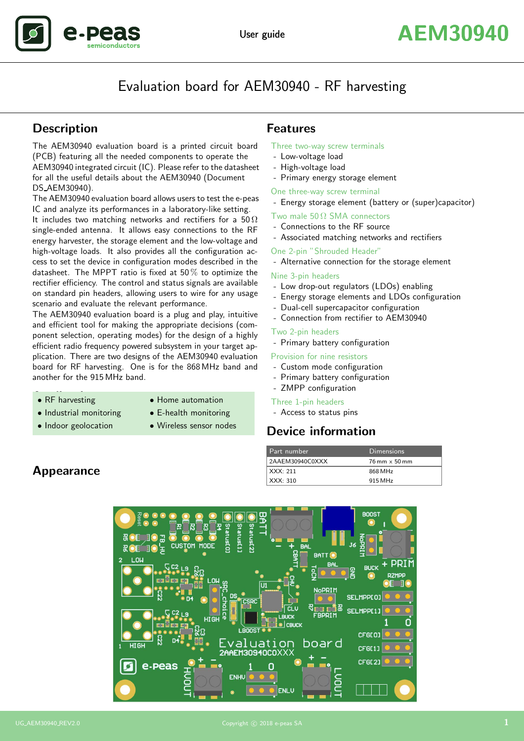# Evaluation board for AEM30940 - RF harvesting

## Description

The AEM30940 evaluation board is a printed circuit board (PCB) featuring all the needed components to operate the AEM30940 integrated circuit (IC). Please refer to the datasheet for all the useful details about the AEM30940 (Document DS_AEM30940).

The AEM30940 evaluation board allows users to test the e-peas IC and analyze its performances in a laboratory-like setting. It includes two matching networks and rectifiers for a 50 Ω single-ended antenna. It allows easy connections to the RF energy harvester, the storage element and the low-voltage and high-voltage loads. It also provides all the configuration access to set the device in configuration modes described in the datasheet. The MPPT ratio is fixed at 50 % to optimize the rectifier efficiency. The control and status signals are available on standard pin headers, allowing users to wire for any usage scenario and evaluate the relevant performance.

The AEM30940 evaluation board is a plug and play, intuitive and efficient tool for making the appropriate decisions (component selection, operating modes) for the design of a highly efficient radio frequency powered subsystem in your target application. There are two designs of the AEM30940 evaluation board for RF harvesting. One is for the 868 MHz band and another for the 915 MHz band.

## Applications

- RF harvesting
- Industrial monitoring
- Indoor geolocation
- Home automation
- E-health monitoring
- Wireless sensor nodes

## Features

Three two-way screw terminals
- Low-voltage load
- High-voltage load
- Primary energy storage element

One three-way screw terminal
- Energy storage element (battery or (super)capacitor)

Two male 50 Ω SMA connectors
- Connections to the RF source
- Associated matching networks and rectifiers

One 2-pin "Shrouded Header"
- Alternative connection for the storage element

Nine 3-pin headers
- Low drop-out regulators (LDOs) enabling
- Energy storage elements and LDOs configuration
- Dual-cell supercapacitor configuration
- Connection from rectifier to AEM30940

Two 2-pin headers
- Primary battery configuration

Provision for nine resistors
- Custom mode configuration
- Primary battery configuration
- ZMPP configuration

Three 1-pin headers
- Access to status pins

## Device information

| Part number | Dimensions |
|---|---|
| 2AAEM30940C0XXX | 76 mm × 50 mm |
| XXX: 211 | 868 MHz |
| XXX: 310 | 915 MHz |

## Appearance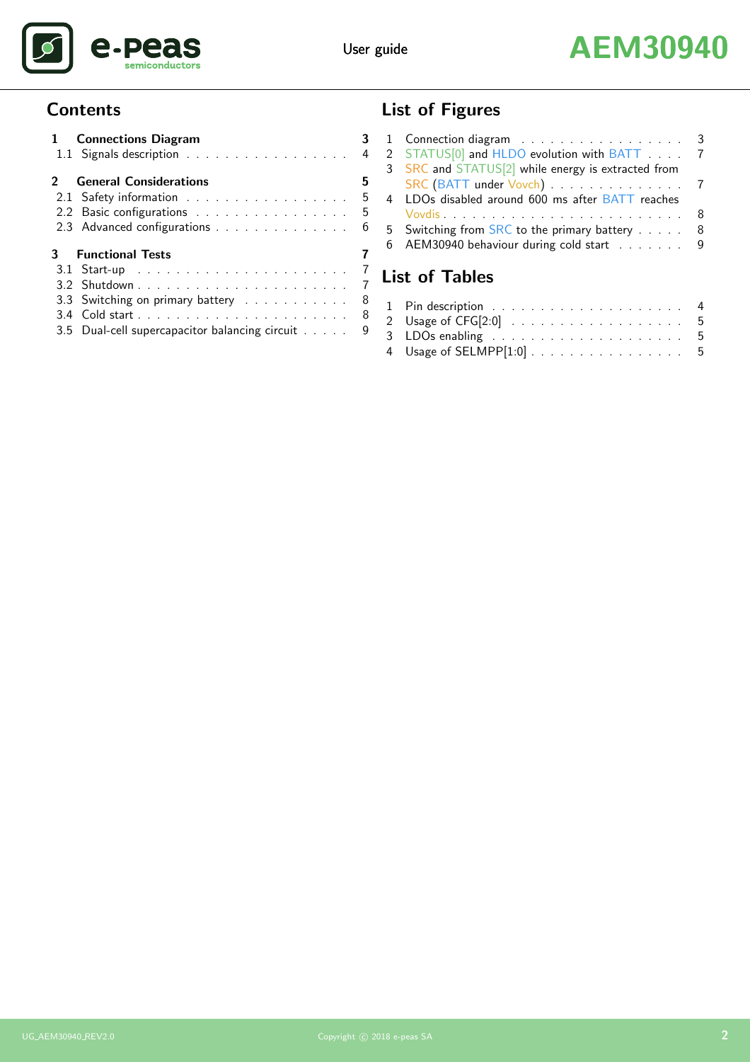## Contents

**1 Connections Diagram** — 3
- 1.1 Signals description — 4

**2 General Considerations** — 5
- 2.1 Safety information — 5
- 2.2 Basic configurations — 5
- 2.3 Advanced configurations — 6

**3 Functional Tests** — 7
- 3.1 Start-up — 7
- 3.2 Shutdown — 7
- 3.3 Switching on primary battery — 8
- 3.4 Cold start — 8
- 3.5 Dual-cell supercapacitor balancing circuit — 9

## List of Figures

1. Connection diagram — 3
2. STATUS[0] and HLDO evolution with BATT — 7
3. SRC and STATUS[2] while energy is extracted from SRC (BATT under Vovch) — 7
4. LDOs disabled around 600 ms after BATT reaches Vovdis — 8
5. Switching from SRC to the primary battery — 8
6. AEM30940 behaviour during cold start — 9

## List of Tables

1. Pin description — 4
2. Usage of CFG[2:0] — 5
3. LDOs enabling — 5
4. Usage of SELMPP[1:0] — 5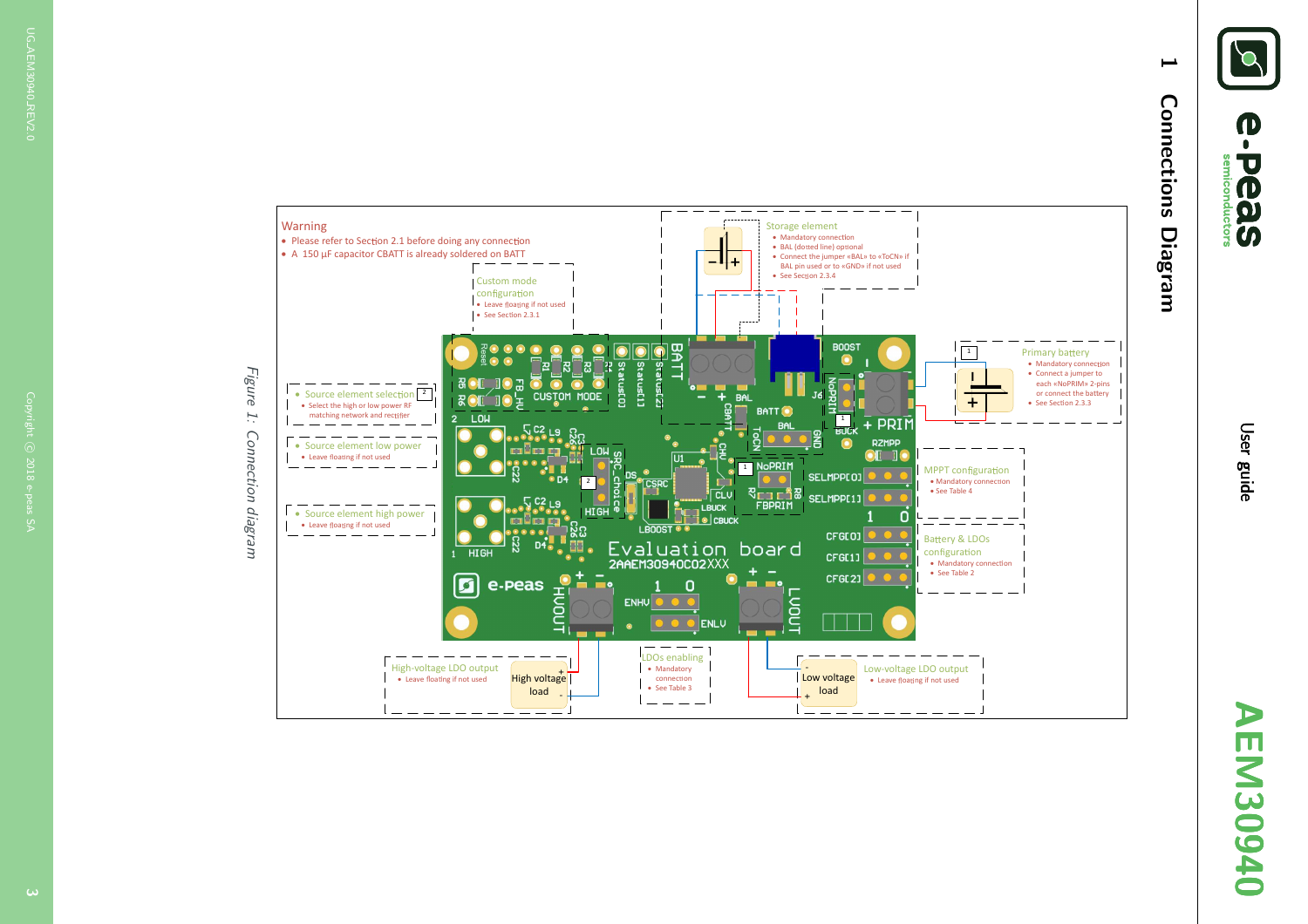# 1 Connections Diagram

**Warning**

- Please refer to Section 2.1 before doing any connection
- A 150 µF capacitor CBATT is already soldered on BATT

**Custom mode configuration**

- Leave floating if not used
- See Section 2.3.1

**Storage element**

- Mandatory connection
- BAL (dotted line) optional
- Connect the jumper «BAL» to «ToCN» if BAL pin used or to «GND» if not used
- See Section 2.3.4

**Primary battery**

- Mandatory connection
- Connect a jumper to each «NoPRIM» 2-pins or connect the battery
- See Section 2.3.3

**Source element selection**

- Select the high or low power RF matching network and rectifier

**Source element low power**

- Leave floating if not used

**Source element high power**

- Leave floating if not used

**MPPT configuration**

- Mandatory connection
- See Table 4

**Battery & LDOs configuration**

- Mandatory connection
- See Table 2

**High-voltage LDO output**

- Leave floating if not used

**LDOs enabling**

- Mandatory connection
- See Table 3

**Low-voltage LDO output**

- Leave floating if not used

*Figure 1: Connection diagram*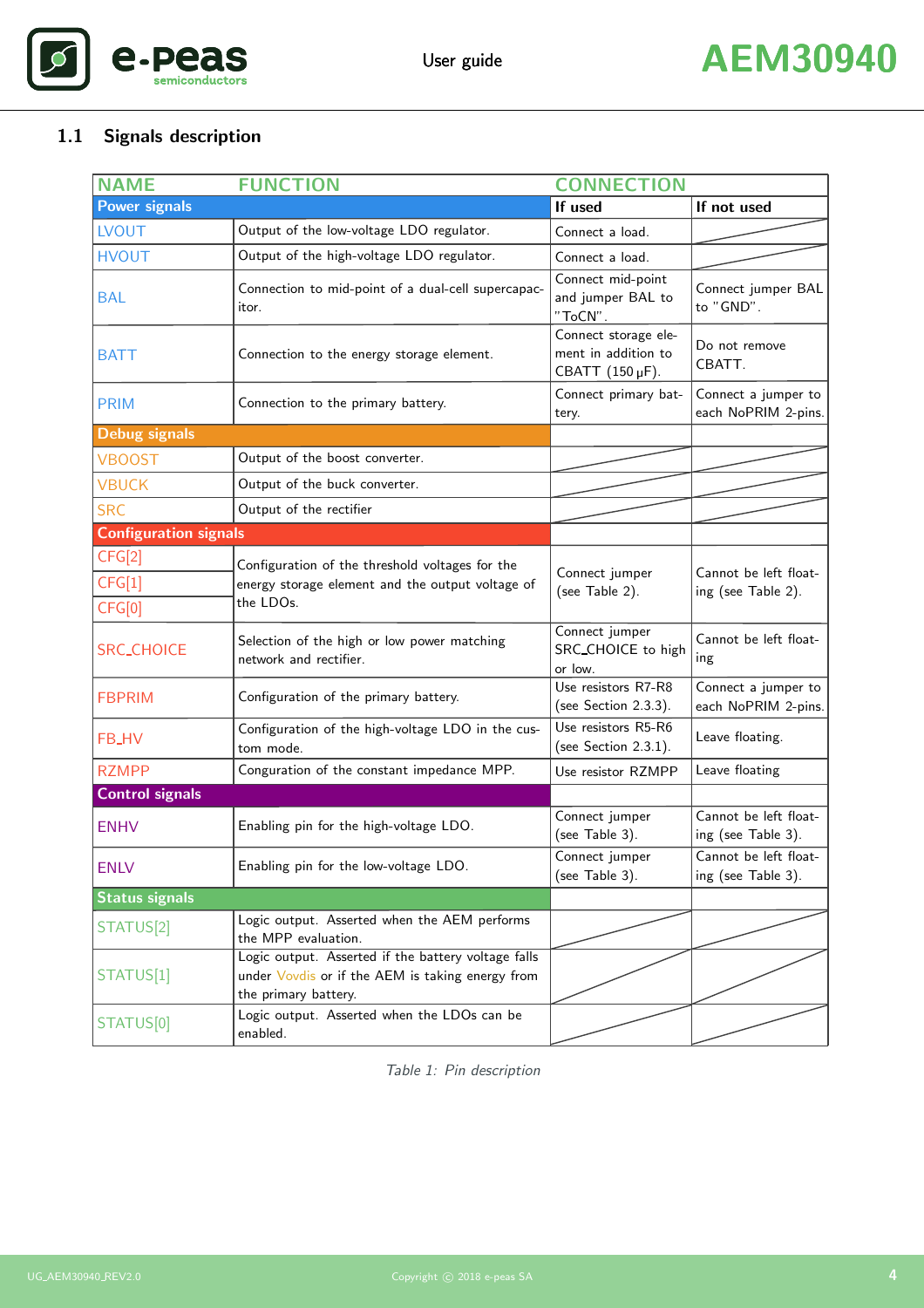## 1.1 Signals description

| NAME | FUNCTION | CONNECTION | |
|---|---|---|---|
| **Power signals** | | **If used** | **If not used** |
| LVOUT | Output of the low-voltage LDO regulator. | Connect a load. | |
| HVOUT | Output of the high-voltage LDO regulator. | Connect a load. | |
| BAL | Connection to mid-point of a dual-cell supercapacitor. | Connect mid-point and jumper BAL to "ToCN". | Connect jumper BAL to "GND". |
| BATT | Connection to the energy storage element. | Connect storage element in addition to CBATT (150 μF). | Do not remove CBATT. |
| PRIM | Connection to the primary battery. | Connect primary battery. | Connect a jumper to each NoPRIM 2-pins. |
| **Debug signals** | | | |
| VBOOST | Output of the boost converter. | | |
| VBUCK | Output of the buck converter. | | |
| SRC | Output of the rectifier | | |
| **Configuration signals** | | | |
| CFG[2] | Configuration of the threshold voltages for the energy storage element and the output voltage of the LDOs. | Connect jumper (see Table 2). | Cannot be left floating (see Table 2). |
| CFG[1] | | | |
| CFG[0] | | | |
| SRC_CHOICE | Selection of the high or low power matching network and rectifier. | Connect jumper SRC_CHOICE to high or low. | Cannot be left floating |
| FBPRIM | Configuration of the primary battery. | Use resistors R7-R8 (see Section 2.3.3). | Connect a jumper to each NoPRIM 2-pins. |
| FB_HV | Configuration of the high-voltage LDO in the custom mode. | Use resistors R5-R6 (see Section 2.3.1). | Leave floating. |
| RZMPP | Conguration of the constant impedance MPP. | Use resistor RZMPP | Leave floating |
| **Control signals** | | | |
| ENHV | Enabling pin for the high-voltage LDO. | Connect jumper (see Table 3). | Cannot be left floating (see Table 3). |
| ENLV | Enabling pin for the low-voltage LDO. | Connect jumper (see Table 3). | Cannot be left floating (see Table 3). |
| **Status signals** | | | |
| STATUS[2] | Logic output. Asserted when the AEM performs the MPP evaluation. | | |
| STATUS[1] | Logic output. Asserted if the battery voltage falls under Vovdis or if the AEM is taking energy from the primary battery. | | |
| STATUS[0] | Logic output. Asserted when the LDOs can be enabled. | | |

*Table 1: Pin description*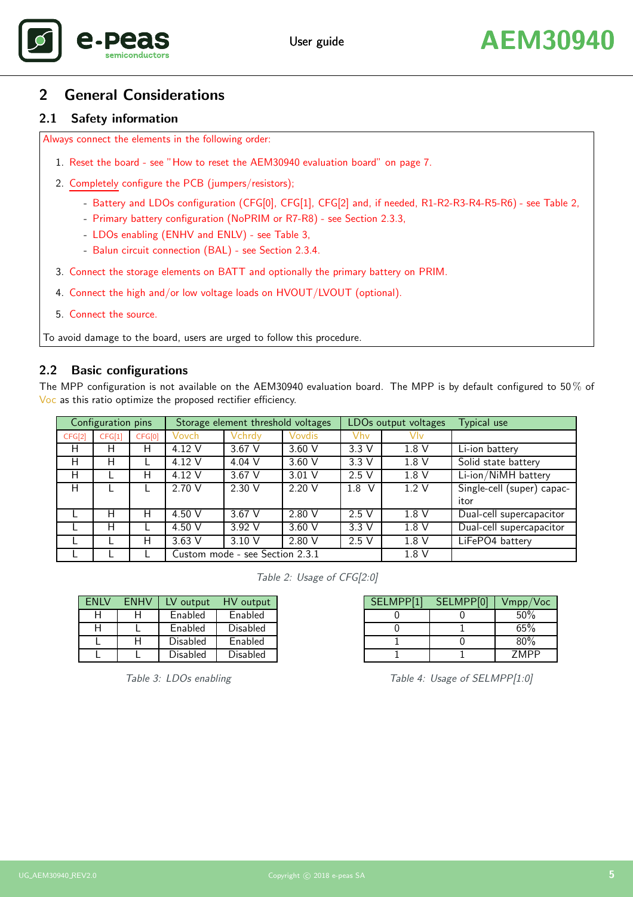## 2 General Considerations

### 2.1 Safety information

Always connect the elements in the following order:

1. Reset the board - see "How to reset the AEM30940 evaluation board" on page 7.
2. Completely configure the PCB (jumpers/resistors);
   - Battery and LDOs configuration (CFG[0], CFG[1], CFG[2] and, if needed, R1-R2-R3-R4-R5-R6) - see Table 2,
   - Primary battery configuration (NoPRIM or R7-R8) - see Section 2.3.3,
   - LDOs enabling (ENHV and ENLV) - see Table 3,
   - Balun circuit connection (BAL) - see Section 2.3.4.
3. Connect the storage elements on BATT and optionally the primary battery on PRIM.
4. Connect the high and/or low voltage loads on HVOUT/LVOUT (optional).
5. Connect the source.

To avoid damage to the board, users are urged to follow this procedure.

### 2.2 Basic configurations

The MPP configuration is not available on the AEM30940 evaluation board. The MPP is by default configured to 50 % of Voc as this ratio optimize the proposed rectifier efficiency.

| Configuration pins | | | Storage element threshold voltages | | | LDOs output voltages | | Typical use |
|---|---|---|---|---|---|---|---|---|
| CFG[2] | CFG[1] | CFG[0] | Vovch | Vchrdy | Vovdis | Vhv | Vlv | |
| H | H | H | 4.12 V | 3.67 V | 3.60 V | 3.3 V | 1.8 V | Li-ion battery |
| H | H | L | 4.12 V | 4.04 V | 3.60 V | 3.3 V | 1.8 V | Solid state battery |
| H | L | H | 4.12 V | 3.67 V | 3.01 V | 2.5 V | 1.8 V | Li-ion/NiMH battery |
| H | L | L | 2.70 V | 2.30 V | 2.20 V | 1.8 V | 1.2 V | Single-cell (super) capacitor |
| L | H | H | 4.50 V | 3.67 V | 2.80 V | 2.5 V | 1.8 V | Dual-cell supercapacitor |
| L | H | L | 4.50 V | 3.92 V | 3.60 V | 3.3 V | 1.8 V | Dual-cell supercapacitor |
| L | L | H | 3.63 V | 3.10 V | 2.80 V | 2.5 V | 1.8 V | LiFePO4 battery |
| L | L | L | Custom mode - see Section 2.3.1 | | | | 1.8 V | |

*Table 2: Usage of CFG[2:0]*

| ENLV | ENHV | LV output | HV output |
|---|---|---|---|
| H | H | Enabled | Enabled |
| H | L | Enabled | Disabled |
| L | H | Disabled | Enabled |
| L | L | Disabled | Disabled |

*Table 3: LDOs enabling*

| SELMPP[1] | SELMPP[0] | Vmpp/Voc |
|---|---|---|
| 0 | 0 | 50% |
| 0 | 1 | 65% |
| 1 | 0 | 80% |
| 1 | 1 | ZMPP |

*Table 4: Usage of SELMPP[1:0]*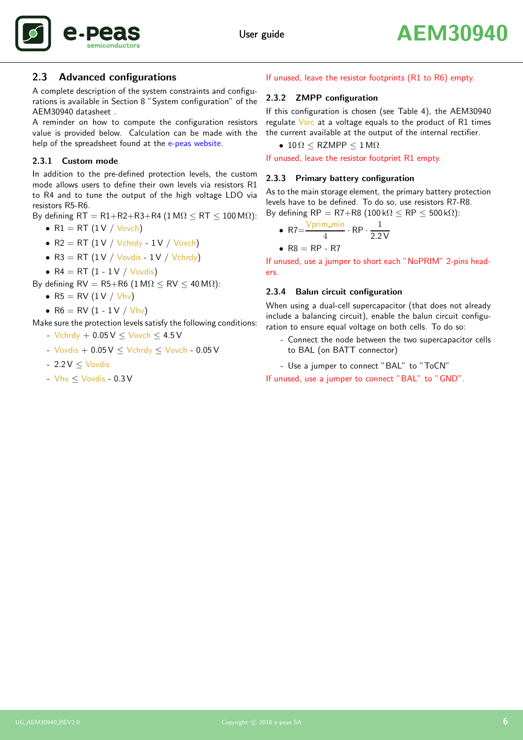## 2.3 Advanced configurations

A complete description of the system constraints and configurations is available in Section 8 "System configuration" of the AEM30940 datasheet .

A reminder on how to compute the configuration resistors value is provided below. Calculation can be made with the help of the spreadsheet found at the e-peas website.

### 2.3.1 Custom mode

In addition to the pre-defined protection levels, the custom mode allows users to define their own levels via resistors R1 to R4 and to tune the output of the high voltage LDO via resistors R5-R6.

By defining RT = R1+R2+R3+R4 (1 MΩ ≤ RT ≤ 100 MΩ):

- R1 = RT (1 V / Vovch)
- R2 = RT (1 V / Vchrdy - 1 V / Vovch)
- R3 = RT (1 V / Vovdis - 1 V / Vchrdy)
- R4 = RT (1 - 1 V / Vovdis)

By defining RV = R5+R6 (1 MΩ ≤ RV ≤ 40 MΩ):

- R5 = RV (1 V / Vhv)
- R6 = RV (1 - 1 V / Vhv)

Make sure the protection levels satisfy the following conditions:

- Vchrdy + 0.05 V ≤ Vovch ≤ 4.5 V
- Vovdis + 0.05 V ≤ Vchrdy ≤ Vovch - 0.05 V
- 2.2 V ≤ Vovdis
- Vhv ≤ Vovdis - 0.3 V

If unused, leave the resistor footprints (R1 to R6) empty.

### 2.3.2 ZMPP configuration

If this configuration is chosen (see Table 4), the AEM30940 regulate Vsrc at a voltage equals to the product of R1 times the current available at the output of the internal rectifier.

- 10 Ω ≤ RZMPP ≤ 1 MΩ

If unused, leave the resistor footprint R1 empty.

### 2.3.3 Primary battery configuration

As to the main storage element, the primary battery protection levels have to be defined. To do so, use resistors R7-R8.

By defining RP = R7+R8 (100 kΩ ≤ RP ≤ 500 kΩ):

- $R7 = \frac{Vprim\_min}{4} \cdot RP \cdot \frac{1}{2.2\,V}$
- R8 = RP - R7

If unused, use a jumper to short each "NoPRIM" 2-pins headers.

### 2.3.4 Balun circuit configuration

When using a dual-cell supercapacitor (that does not already include a balancing circuit), enable the balun circuit configuration to ensure equal voltage on both cells. To do so:

- Connect the node between the two supercapacitor cells to BAL (on BATT connector)
- Use a jumper to connect "BAL" to "ToCN"

If unused, use a jumper to connect "BAL" to "GND".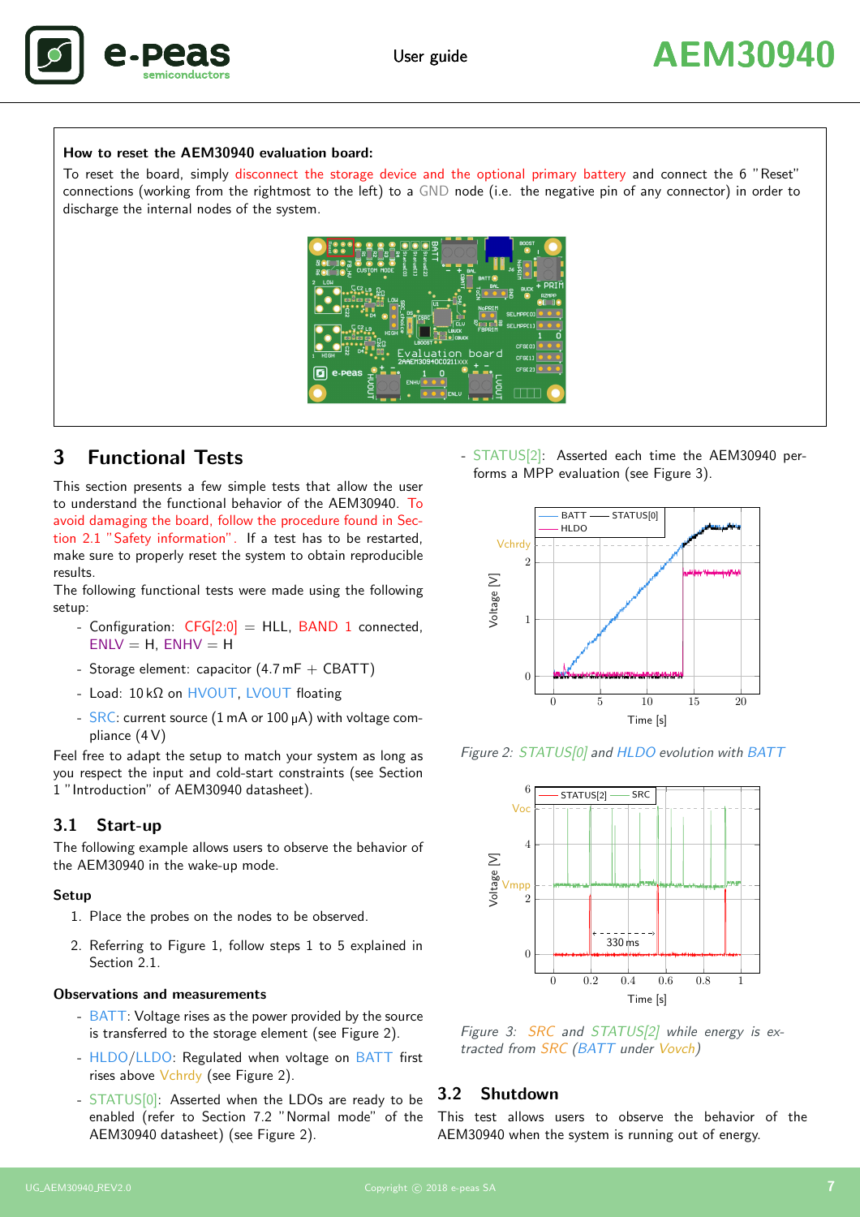**How to reset the AEM30940 evaluation board:**

To reset the board, simply disconnect the storage device and the optional primary battery and connect the 6 "Reset" connections (working from the rightmost to the left) to a GND node (i.e. the negative pin of any connector) in order to discharge the internal nodes of the system.

## 3 Functional Tests

This section presents a few simple tests that allow the user to understand the functional behavior of the AEM30940. To avoid damaging the board, follow the procedure found in Section 2.1 "Safety information". If a test has to be restarted, make sure to properly reset the system to obtain reproducible results.

The following functional tests were made using the following setup:

- Configuration: CFG[2:0] = HLL, BAND 1 connected, ENLV = H, ENHV = H
- Storage element: capacitor (4.7 mF + CBATT)
- Load: 10 kΩ on HVOUT, LVOUT floating
- SRC: current source (1 mA or 100 µA) with voltage compliance (4 V)

Feel free to adapt the setup to match your system as long as you respect the input and cold-start constraints (see Section 1 "Introduction" of AEM30940 datasheet).

### 3.1 Start-up

The following example allows users to observe the behavior of the AEM30940 in the wake-up mode.

#### Setup

1. Place the probes on the nodes to be observed.
2. Referring to Figure 1, follow steps 1 to 5 explained in Section 2.1.

#### Observations and measurements

- BATT: Voltage rises as the power provided by the source is transferred to the storage element (see Figure 2).
- HLDO/LLDO: Regulated when voltage on BATT first rises above Vchrdy (see Figure 2).
- STATUS[0]: Asserted when the LDOs are ready to be enabled (refer to Section 7.2 "Normal mode" of the AEM30940 datasheet) (see Figure 2).
- STATUS[2]: Asserted each time the AEM30940 performs a MPP evaluation (see Figure 3).

*Figure 2: STATUS[0] and HLDO evolution with BATT*

*Figure 3: SRC and STATUS[2] while energy is extracted from SRC (BATT under Vovch)*

### 3.2 Shutdown

This test allows users to observe the behavior of the AEM30940 when the system is running out of energy.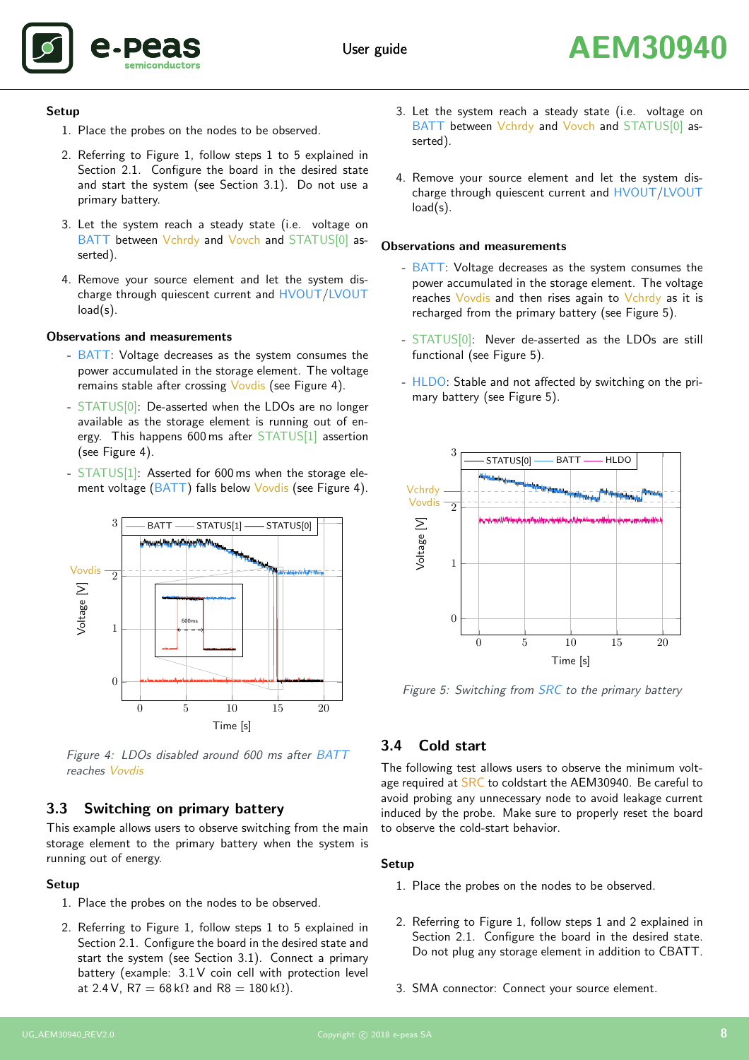### Setup

1. Place the probes on the nodes to be observed.
2. Referring to Figure 1, follow steps 1 to 5 explained in Section 2.1. Configure the board in the desired state and start the system (see Section 3.1). Do not use a primary battery.
3. Let the system reach a steady state (i.e. voltage on BATT between Vchrdy and Vovch and STATUS[0] asserted).
4. Remove your source element and let the system discharge through quiescent current and HVOUT/LVOUT load(s).

### Observations and measurements

- BATT: Voltage decreases as the system consumes the power accumulated in the storage element. The voltage remains stable after crossing Vovdis (see Figure 4).
- STATUS[0]: De-asserted when the LDOs are no longer available as the storage element is running out of energy. This happens 600 ms after STATUS[1] assertion (see Figure 4).
- STATUS[1]: Asserted for 600 ms when the storage element voltage (BATT) falls below Vovdis (see Figure 4).

*Figure 4: LDOs disabled around 600 ms after BATT reaches Vovdis*

## 3.3 Switching on primary battery

This example allows users to observe switching from the main storage element to the primary battery when the system is running out of energy.

### Setup

1. Place the probes on the nodes to be observed.
2. Referring to Figure 1, follow steps 1 to 5 explained in Section 2.1. Configure the board in the desired state and start the system (see Section 3.1). Connect a primary battery (example: 3.1 V coin cell with protection level at 2.4 V, R7 = 68 kΩ and R8 = 180 kΩ).
3. Let the system reach a steady state (i.e. voltage on BATT between Vchrdy and Vovch and STATUS[0] asserted).
4. Remove your source element and let the system discharge through quiescent current and HVOUT/LVOUT load(s).

### Observations and measurements

- BATT: Voltage decreases as the system consumes the power accumulated in the storage element. The voltage reaches Vovdis and then rises again to Vchrdy as it is recharged from the primary battery (see Figure 5).
- STATUS[0]: Never de-asserted as the LDOs are still functional (see Figure 5).
- HLDO: Stable and not affected by switching on the primary battery (see Figure 5).

*Figure 5: Switching from SRC to the primary battery*

## 3.4 Cold start

The following test allows users to observe the minimum voltage required at SRC to coldstart the AEM30940. Be careful to avoid probing any unnecessary node to avoid leakage current induced by the probe. Make sure to properly reset the board to observe the cold-start behavior.

### Setup

1. Place the probes on the nodes to be observed.
2. Referring to Figure 1, follow steps 1 and 2 explained in Section 2.1. Configure the board in the desired state. Do not plug any storage element in addition to CBATT.
3. SMA connector: Connect your source element.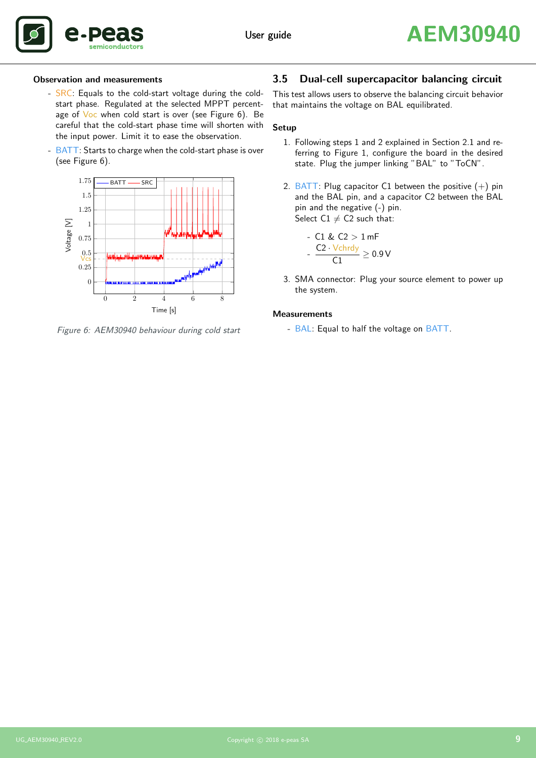### Observation and measurements

- SRC: Equals to the cold-start voltage during the cold-start phase. Regulated at the selected MPPT percentage of Voc when cold start is over (see Figure 6). Be careful that the cold-start phase time will shorten with the input power. Limit it to ease the observation.
- BATT: Starts to charge when the cold-start phase is over (see Figure 6).

BATT SRC

1.75
1.5
1.25
1
0.75
0.5
Vcs
0.25
0

Voltage [V]

0 2 4 6 8

Time [s]

*Figure 6: AEM30940 behaviour during cold start*

## 3.5 Dual-cell supercapacitor balancing circuit

This test allows users to observe the balancing circuit behavior that maintains the voltage on BAL equilibrated.

### Setup

1. Following steps 1 and 2 explained in Section 2.1 and referring to Figure 1, configure the board in the desired state. Plug the jumper linking "BAL" to "ToCN".
2. BATT: Plug capacitor C1 between the positive (+) pin and the BAL pin, and a capacitor C2 between the BAL pin and the negative (-) pin.
   Select C1 $\neq$ C2 such that:
   - C1 & C2 $>$ 1 mF
   - $\frac{C2 \cdot Vchrdy}{C1} \geq 0.9\,V$
3. SMA connector: Plug your source element to power up the system.

### Measurements

- BAL: Equal to half the voltage on BATT.